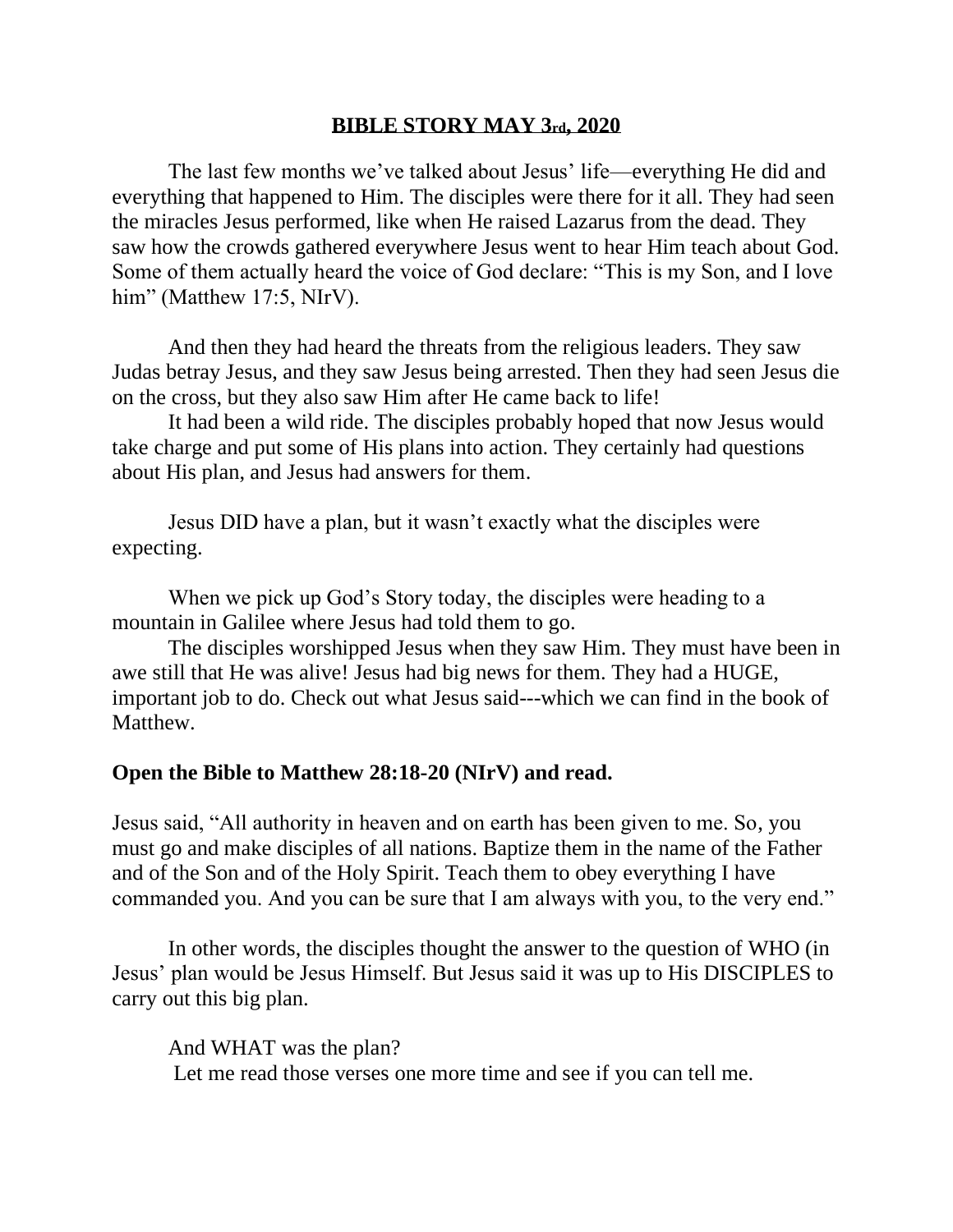# BIBLE STORY MAY 3rd, 2020

The last few months we've talked about Jesus' life—everything He did and everything that happened to Him. The disciples were there for it all. They had seen the miracles Jesus performed, like when He raised Lazarus from the dead. They saw how the crowds gathered everywhere Jesus went to hear Him teach about God. Some of them actually heard the voice of God declare: "This is my Son, and I love him" (Matthew 17:5, NIrV).

And then they had heard the threats from the religious leaders. They saw Judas betray Jesus, and they saw Jesus being arrested. Then they had seen Jesus die on the cross, but they also saw Him after He came back to life!

It had been a wild ride. The disciples probably hoped that now Jesus would take charge and put some of His plans into action. They certainly had questions about His plan, and Jesus had answers for them.

Jesus DID have a plan, but it wasn't exactly what the disciples were expecting.

When we pick up God's Story today, the disciples were heading to a mountain in Galilee where Jesus had told them to go.

The disciples worshipped Jesus when they saw Him. They must have been in awe still that He was alive! Jesus had big news for them. They had a HUGE, important job to do. Check out what Jesus said---which we can find in the book of Matthew.

**Open the Bible to Matthew 28:18-20 (NIrV) and read.**

Jesus said, "All authority in heaven and on earth has been given to me. So, you must go and make disciples of all nations. Baptize them in the name of the Father and of the Son and of the Holy Spirit. Teach them to obey everything I have commanded you. And you can be sure that I am always with you, to the very end."

In other words, the disciples thought the answer to the question of WHO (in Jesus' plan would be Jesus Himself. But Jesus said it was up to His DISCIPLES to carry out this big plan.

And WHAT was the plan?
Let me read those verses one more time and see if you can tell me.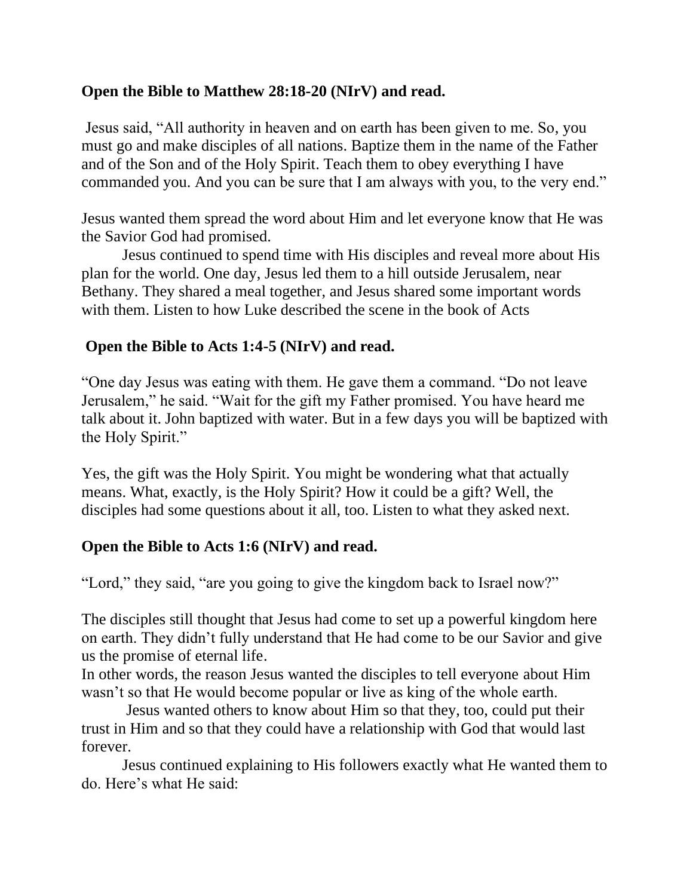**Open the Bible to Matthew 28:18-20 (NIrV) and read.**

Jesus said, "All authority in heaven and on earth has been given to me. So, you must go and make disciples of all nations. Baptize them in the name of the Father and of the Son and of the Holy Spirit. Teach them to obey everything I have commanded you. And you can be sure that I am always with you, to the very end."

Jesus wanted them spread the word about Him and let everyone know that He was the Savior God had promised.

Jesus continued to spend time with His disciples and reveal more about His plan for the world. One day, Jesus led them to a hill outside Jerusalem, near Bethany. They shared a meal together, and Jesus shared some important words with them. Listen to how Luke described the scene in the book of Acts

**Open the Bible to Acts 1:4-5 (NIrV) and read.**

"One day Jesus was eating with them. He gave them a command. "Do not leave Jerusalem," he said. "Wait for the gift my Father promised. You have heard me talk about it. John baptized with water. But in a few days you will be baptized with the Holy Spirit."

Yes, the gift was the Holy Spirit. You might be wondering what that actually means. What, exactly, is the Holy Spirit? How it could be a gift? Well, the disciples had some questions about it all, too. Listen to what they asked next.

**Open the Bible to Acts 1:6 (NIrV) and read.**

"Lord," they said, "are you going to give the kingdom back to Israel now?"

The disciples still thought that Jesus had come to set up a powerful kingdom here on earth. They didn't fully understand that He had come to be our Savior and give us the promise of eternal life.

In other words, the reason Jesus wanted the disciples to tell everyone about Him wasn't so that He would become popular or live as king of the whole earth.

Jesus wanted others to know about Him so that they, too, could put their trust in Him and so that they could have a relationship with God that would last forever.

Jesus continued explaining to His followers exactly what He wanted them to do. Here's what He said: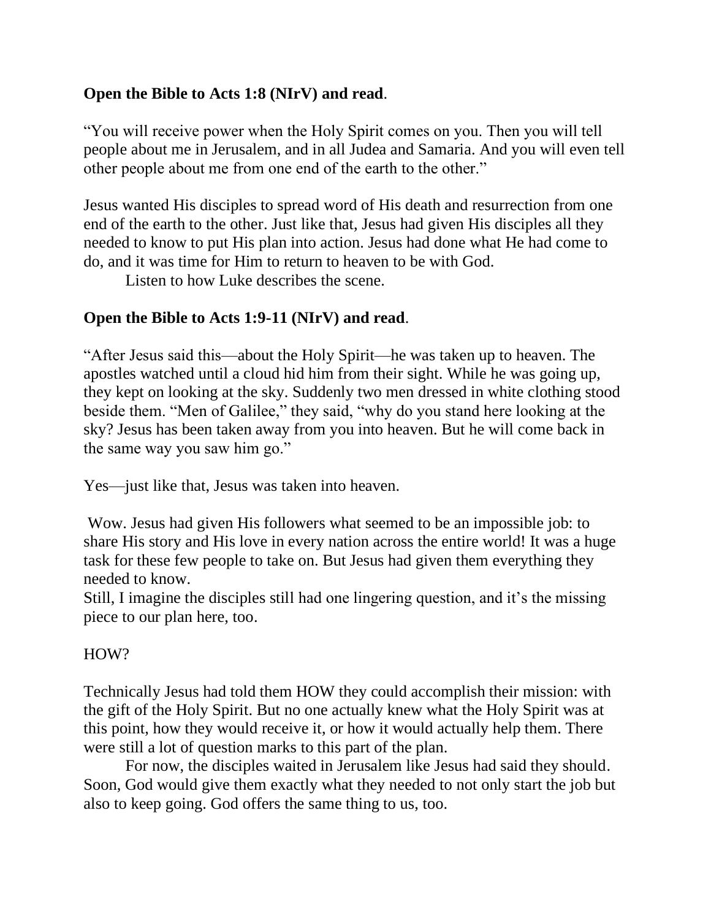**Open the Bible to Acts 1:8 (NIrV) and read**.

"You will receive power when the Holy Spirit comes on you. Then you will tell people about me in Jerusalem, and in all Judea and Samaria. And you will even tell other people about me from one end of the earth to the other."

Jesus wanted His disciples to spread word of His death and resurrection from one end of the earth to the other. Just like that, Jesus had given His disciples all they needed to know to put His plan into action. Jesus had done what He had come to do, and it was time for Him to return to heaven to be with God.

Listen to how Luke describes the scene.

**Open the Bible to Acts 1:9-11 (NIrV) and read**.

"After Jesus said this—about the Holy Spirit—he was taken up to heaven. The apostles watched until a cloud hid him from their sight. While he was going up, they kept on looking at the sky. Suddenly two men dressed in white clothing stood beside them. "Men of Galilee," they said, "why do you stand here looking at the sky? Jesus has been taken away from you into heaven. But he will come back in the same way you saw him go."

Yes—just like that, Jesus was taken into heaven.

Wow. Jesus had given His followers what seemed to be an impossible job: to share His story and His love in every nation across the entire world! It was a huge task for these few people to take on. But Jesus had given them everything they needed to know.

Still, I imagine the disciples still had one lingering question, and it's the missing piece to our plan here, too.

HOW?

Technically Jesus had told them HOW they could accomplish their mission: with the gift of the Holy Spirit. But no one actually knew what the Holy Spirit was at this point, how they would receive it, or how it would actually help them. There were still a lot of question marks to this part of the plan.

For now, the disciples waited in Jerusalem like Jesus had said they should. Soon, God would give them exactly what they needed to not only start the job but also to keep going. God offers the same thing to us, too.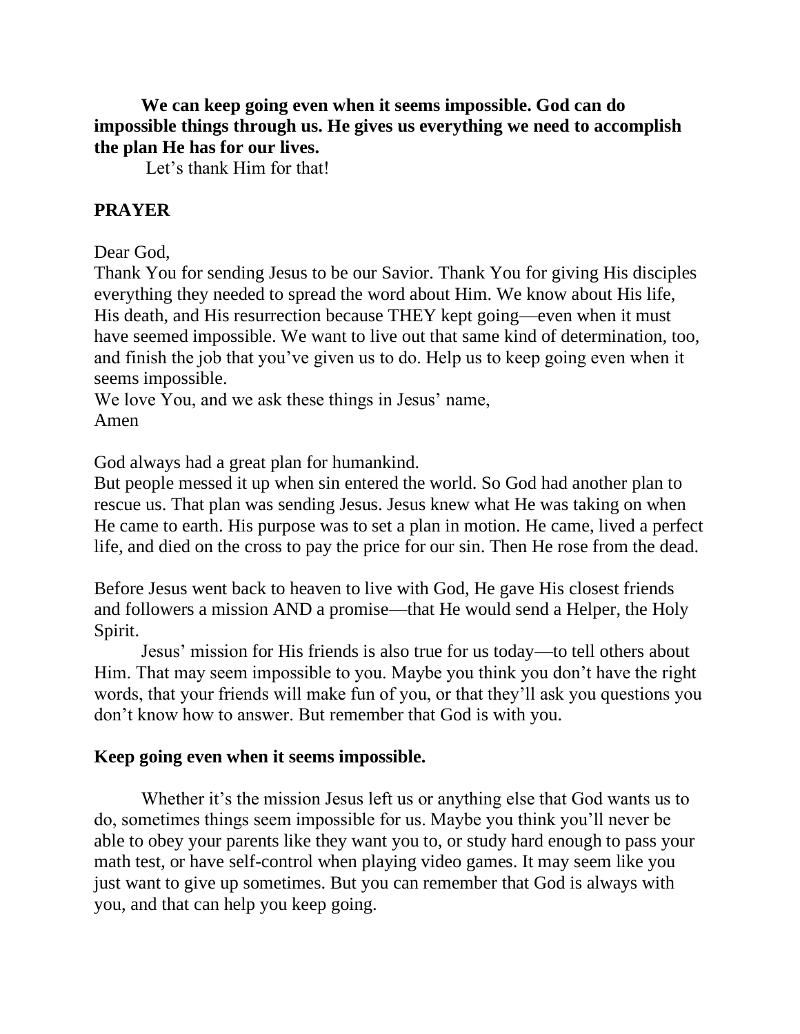**We can keep going even when it seems impossible. God can do impossible things through us. He gives us everything we need to accomplish the plan He has for our lives.**

Let's thank Him for that!

**PRAYER**

Dear God,
Thank You for sending Jesus to be our Savior. Thank You for giving His disciples everything they needed to spread the word about Him. We know about His life, His death, and His resurrection because THEY kept going—even when it must have seemed impossible. We want to live out that same kind of determination, too, and finish the job that you've given us to do. Help us to keep going even when it seems impossible.
We love You, and we ask these things in Jesus' name,
Amen

God always had a great plan for humankind.
But people messed it up when sin entered the world. So God had another plan to rescue us. That plan was sending Jesus. Jesus knew what He was taking on when He came to earth. His purpose was to set a plan in motion. He came, lived a perfect life, and died on the cross to pay the price for our sin. Then He rose from the dead.

Before Jesus went back to heaven to live with God, He gave His closest friends and followers a mission AND a promise—that He would send a Helper, the Holy Spirit.

Jesus' mission for His friends is also true for us today—to tell others about Him. That may seem impossible to you. Maybe you think you don't have the right words, that your friends will make fun of you, or that they'll ask you questions you don't know how to answer. But remember that God is with you.

**Keep going even when it seems impossible.**

Whether it's the mission Jesus left us or anything else that God wants us to do, sometimes things seem impossible for us. Maybe you think you'll never be able to obey your parents like they want you to, or study hard enough to pass your math test, or have self-control when playing video games. It may seem like you just want to give up sometimes. But you can remember that God is always with you, and that can help you keep going.